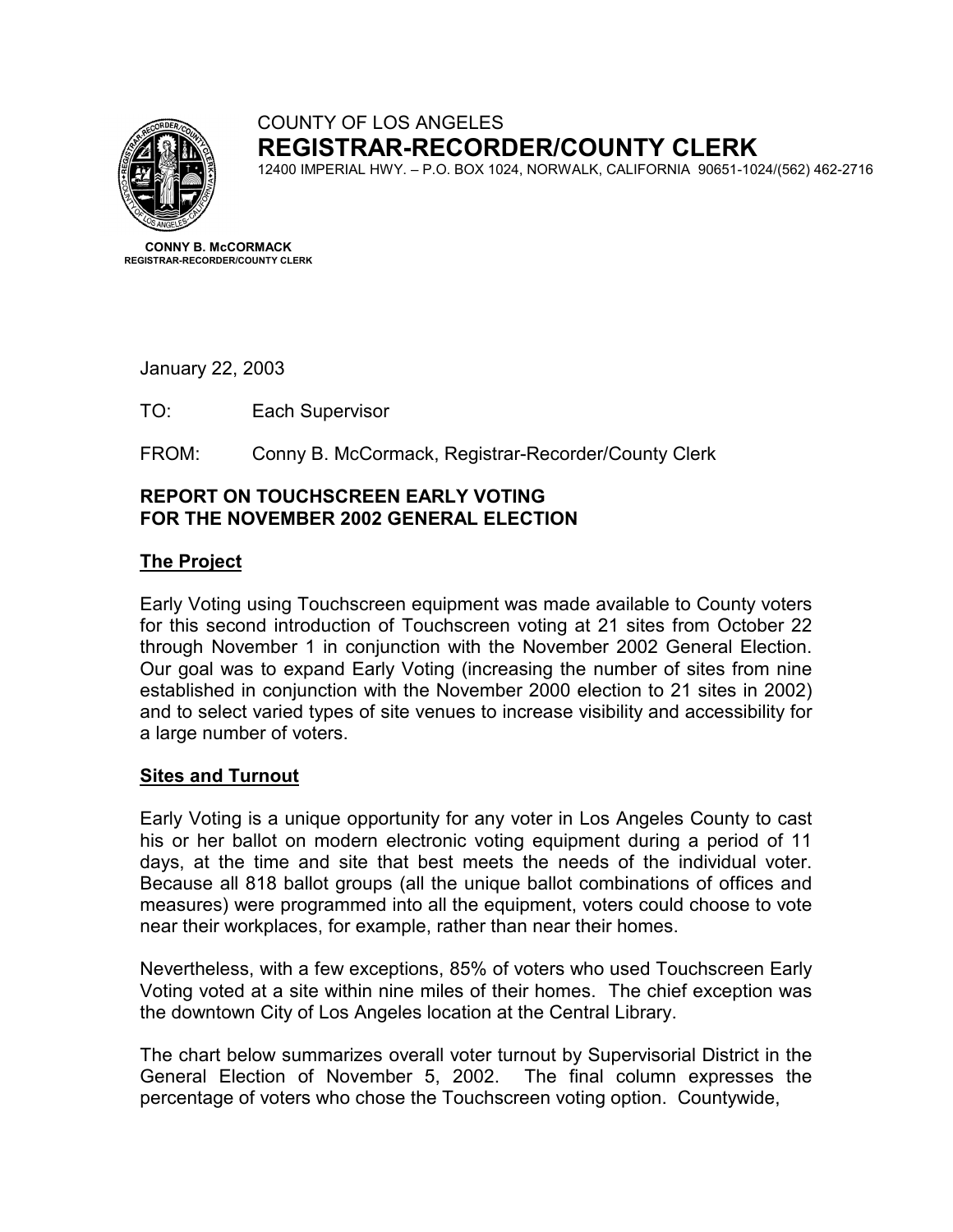COUNTY OF LOS ANGELES

# REGISTRAR-RECORDER/COUNTY CLERK

12400 IMPERIAL HWY. – P.O. BOX 1024, NORWALK, CALIFORNIA 90651-1024/(562) 462-2716

**CONNY B. McCORMACK**
**REGISTRAR-RECORDER/COUNTY CLERK**

January 22, 2003

TO: Each Supervisor

FROM: Conny B. McCormack, Registrar-Recorder/County Clerk

**REPORT ON TOUCHSCREEN EARLY VOTING FOR THE NOVEMBER 2002 GENERAL ELECTION**

## The Project

Early Voting using Touchscreen equipment was made available to County voters for this second introduction of Touchscreen voting at 21 sites from October 22 through November 1 in conjunction with the November 2002 General Election. Our goal was to expand Early Voting (increasing the number of sites from nine established in conjunction with the November 2000 election to 21 sites in 2002) and to select varied types of site venues to increase visibility and accessibility for a large number of voters.

## Sites and Turnout

Early Voting is a unique opportunity for any voter in Los Angeles County to cast his or her ballot on modern electronic voting equipment during a period of 11 days, at the time and site that best meets the needs of the individual voter. Because all 818 ballot groups (all the unique ballot combinations of offices and measures) were programmed into all the equipment, voters could choose to vote near their workplaces, for example, rather than near their homes.

Nevertheless, with a few exceptions, 85% of voters who used Touchscreen Early Voting voted at a site within nine miles of their homes. The chief exception was the downtown City of Los Angeles location at the Central Library.

The chart below summarizes overall voter turnout by Supervisorial District in the General Election of November 5, 2002. The final column expresses the percentage of voters who chose the Touchscreen voting option. Countywide,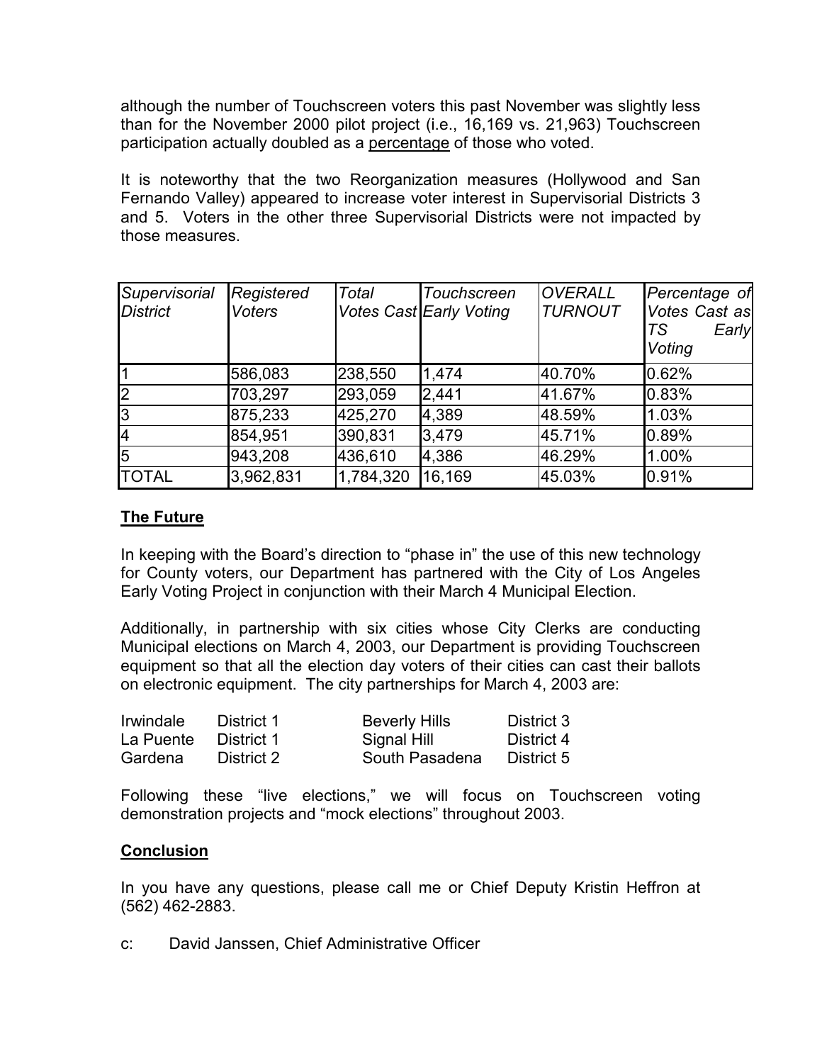although the number of Touchscreen voters this past November was slightly less than for the November 2000 pilot project (i.e., 16,169 vs. 21,963) Touchscreen participation actually doubled as a <u>percentage</u> of those who voted.

It is noteworthy that the two Reorganization measures (Hollywood and San Fernando Valley) appeared to increase voter interest in Supervisorial Districts 3 and 5. Voters in the other three Supervisorial Districts were not impacted by those measures.

| *Supervisorial District* | *Registered Voters* | *Total Votes Cast* | *Touchscreen Early Voting* | *OVERALL TURNOUT* | *Percentage of Votes Cast as TS Early Voting* |
|---|---|---|---|---|---|
| 1 | 586,083 | 238,550 | 1,474 | 40.70% | 0.62% |
| 2 | 703,297 | 293,059 | 2,441 | 41.67% | 0.83% |
| 3 | 875,233 | 425,270 | 4,389 | 48.59% | 1.03% |
| 4 | 854,951 | 390,831 | 3,479 | 45.71% | 0.89% |
| 5 | 943,208 | 436,610 | 4,386 | 46.29% | 1.00% |
| TOTAL | 3,962,831 | 1,784,320 | 16,169 | 45.03% | 0.91% |

## The Future

In keeping with the Board's direction to "phase in" the use of this new technology for County voters, our Department has partnered with the City of Los Angeles Early Voting Project in conjunction with their March 4 Municipal Election.

Additionally, in partnership with six cities whose City Clerks are conducting Municipal elections on March 4, 2003, our Department is providing Touchscreen equipment so that all the election day voters of their cities can cast their ballots on electronic equipment. The city partnerships for March 4, 2003 are:

| | | | |
|---|---|---|---|
| Irwindale | District 1 | Beverly Hills | District 3 |
| La Puente | District 1 | Signal Hill | District 4 |
| Gardena | District 2 | South Pasadena | District 5 |

Following these "live elections," we will focus on Touchscreen voting demonstration projects and "mock elections" throughout 2003.

## Conclusion

In you have any questions, please call me or Chief Deputy Kristin Heffron at (562) 462-2883.

c: David Janssen, Chief Administrative Officer